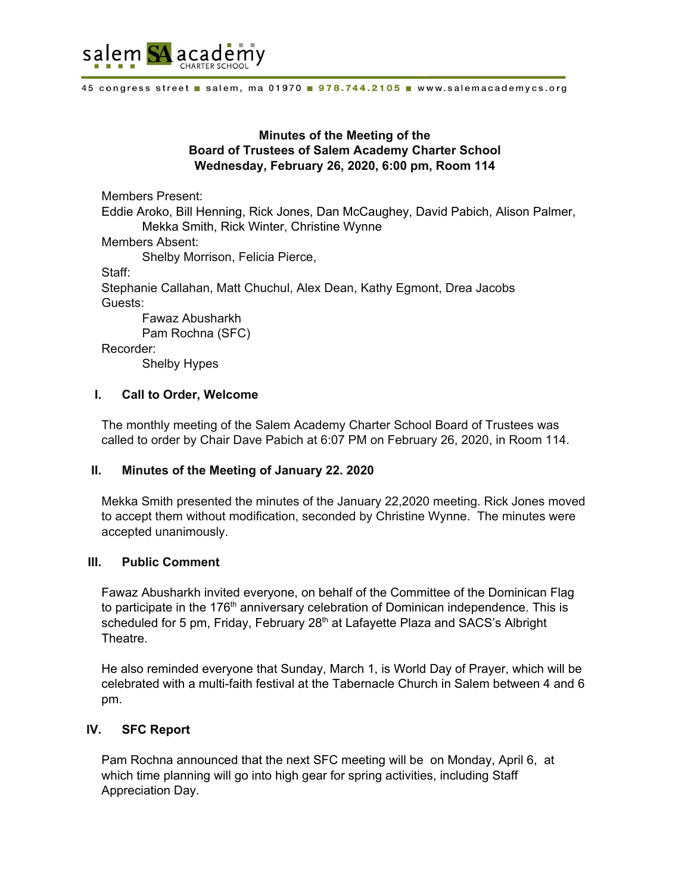salem SA academy CHARTER SCHOOL

45 congress street ■ salem, ma 01970 ■ 978.744.2105 ■ www.salemacademycs.org

**Minutes of the Meeting of the**
**Board of Trustees of Salem Academy Charter School**
**Wednesday, February 26, 2020, 6:00 pm, Room 114**

Members Present:
Eddie Aroko, Bill Henning, Rick Jones, Dan McCaughey, David Pabich, Alison Palmer, Mekka Smith, Rick Winter, Christine Wynne
Members Absent:
Shelby Morrison, Felicia Pierce,
Staff:
Stephanie Callahan, Matt Chuchul, Alex Dean, Kathy Egmont, Drea Jacobs
Guests:
Fawaz Abusharkh
Pam Rochna (SFC)
Recorder:
Shelby Hypes

## I. Call to Order, Welcome

The monthly meeting of the Salem Academy Charter School Board of Trustees was called to order by Chair Dave Pabich at 6:07 PM on February 26, 2020, in Room 114.

## II. Minutes of the Meeting of January 22. 2020

Mekka Smith presented the minutes of the January 22,2020 meeting. Rick Jones moved to accept them without modification, seconded by Christine Wynne. The minutes were accepted unanimously.

## III. Public Comment

Fawaz Abusharkh invited everyone, on behalf of the Committee of the Dominican Flag to participate in the 176th anniversary celebration of Dominican independence. This is scheduled for 5 pm, Friday, February 28th at Lafayette Plaza and SACS's Albright Theatre.

He also reminded everyone that Sunday, March 1, is World Day of Prayer, which will be celebrated with a multi-faith festival at the Tabernacle Church in Salem between 4 and 6 pm.

## IV. SFC Report

Pam Rochna announced that the next SFC meeting will be on Monday, April 6, at which time planning will go into high gear for spring activities, including Staff Appreciation Day.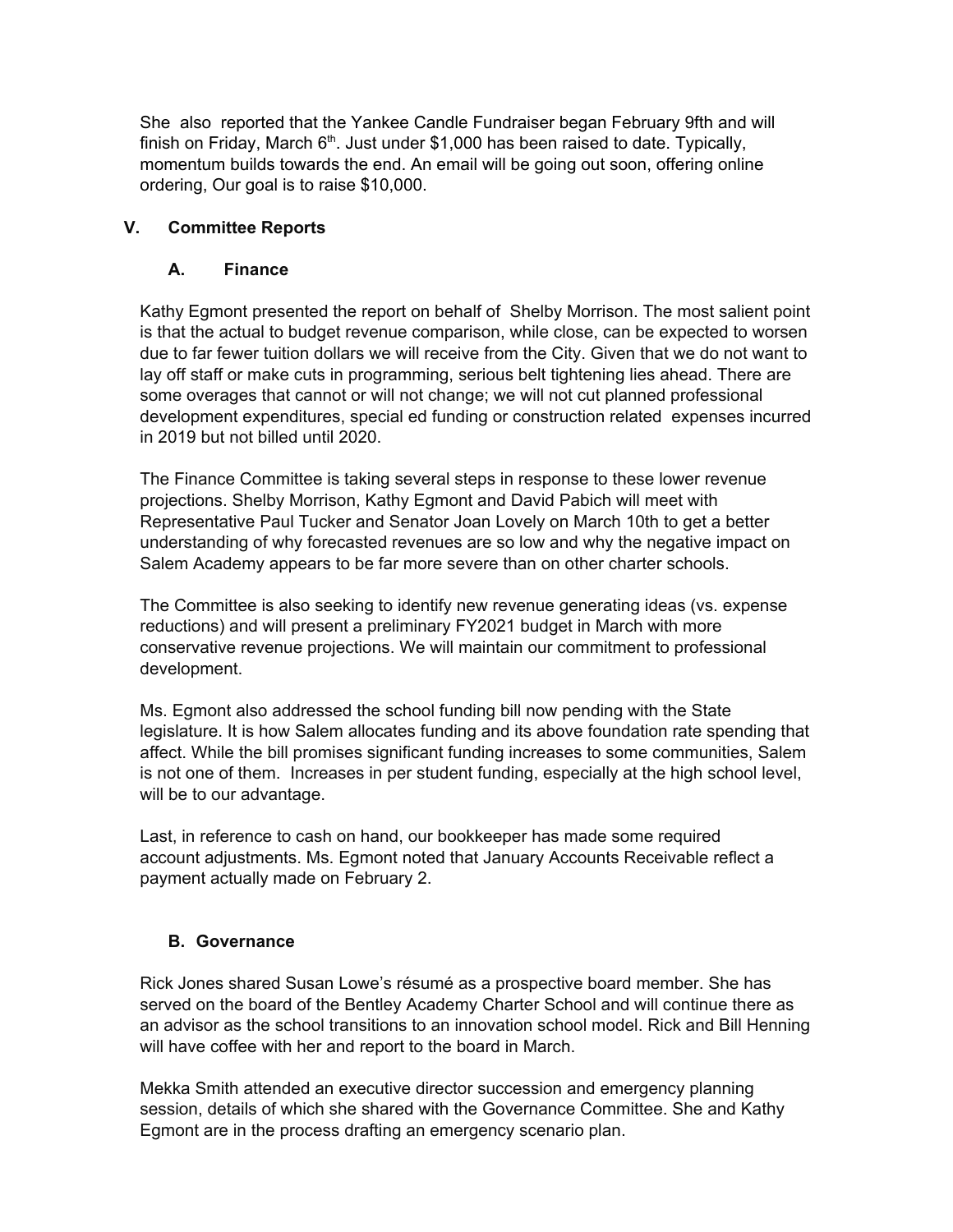She also reported that the Yankee Candle Fundraiser began February 9fth and will finish on Friday, March 6th. Just under $1,000 has been raised to date. Typically, momentum builds towards the end. An email will be going out soon, offering online ordering, Our goal is to raise $10,000.

## V. Committee Reports

### A. Finance

Kathy Egmont presented the report on behalf of Shelby Morrison. The most salient point is that the actual to budget revenue comparison, while close, can be expected to worsen due to far fewer tuition dollars we will receive from the City. Given that we do not want to lay off staff or make cuts in programming, serious belt tightening lies ahead. There are some overages that cannot or will not change; we will not cut planned professional development expenditures, special ed funding or construction related expenses incurred in 2019 but not billed until 2020.

The Finance Committee is taking several steps in response to these lower revenue projections. Shelby Morrison, Kathy Egmont and David Pabich will meet with Representative Paul Tucker and Senator Joan Lovely on March 10th to get a better understanding of why forecasted revenues are so low and why the negative impact on Salem Academy appears to be far more severe than on other charter schools.

The Committee is also seeking to identify new revenue generating ideas (vs. expense reductions) and will present a preliminary FY2021 budget in March with more conservative revenue projections. We will maintain our commitment to professional development.

Ms. Egmont also addressed the school funding bill now pending with the State legislature. It is how Salem allocates funding and its above foundation rate spending that affect. While the bill promises significant funding increases to some communities, Salem is not one of them. Increases in per student funding, especially at the high school level, will be to our advantage.

Last, in reference to cash on hand, our bookkeeper has made some required account adjustments. Ms. Egmont noted that January Accounts Receivable reflect a payment actually made on February 2.

### B. Governance

Rick Jones shared Susan Lowe's résumé as a prospective board member. She has served on the board of the Bentley Academy Charter School and will continue there as an advisor as the school transitions to an innovation school model. Rick and Bill Henning will have coffee with her and report to the board in March.

Mekka Smith attended an executive director succession and emergency planning session, details of which she shared with the Governance Committee. She and Kathy Egmont are in the process drafting an emergency scenario plan.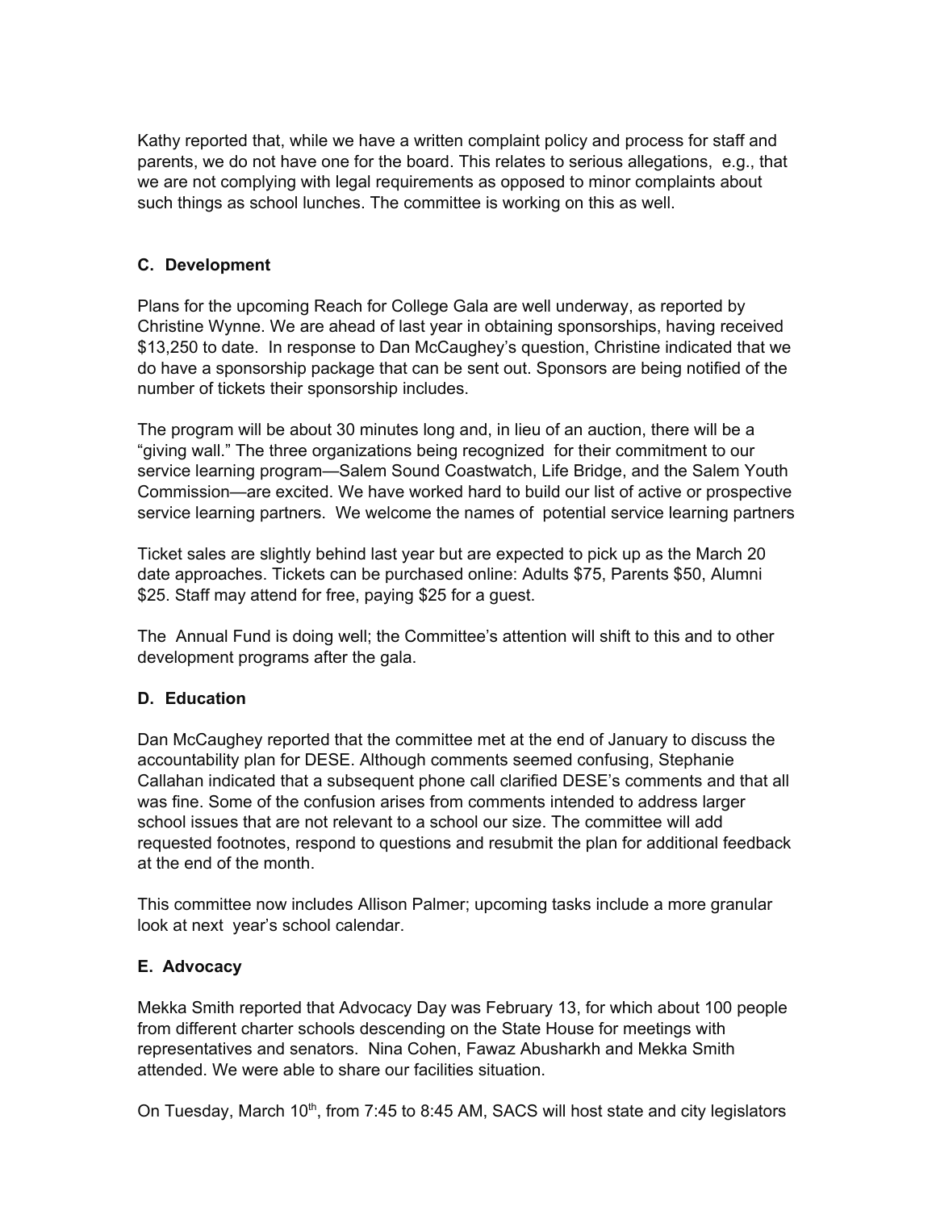Kathy reported that, while we have a written complaint policy and process for staff and parents, we do not have one for the board. This relates to serious allegations, e.g., that we are not complying with legal requirements as opposed to minor complaints about such things as school lunches. The committee is working on this as well.

### C. Development

Plans for the upcoming Reach for College Gala are well underway, as reported by Christine Wynne. We are ahead of last year in obtaining sponsorships, having received $13,250 to date. In response to Dan McCaughey's question, Christine indicated that we do have a sponsorship package that can be sent out. Sponsors are being notified of the number of tickets their sponsorship includes.

The program will be about 30 minutes long and, in lieu of an auction, there will be a "giving wall." The three organizations being recognized for their commitment to our service learning program—Salem Sound Coastwatch, Life Bridge, and the Salem Youth Commission—are excited. We have worked hard to build our list of active or prospective service learning partners. We welcome the names of potential service learning partners

Ticket sales are slightly behind last year but are expected to pick up as the March 20 date approaches. Tickets can be purchased online: Adults $75, Parents $50, Alumni $25. Staff may attend for free, paying $25 for a guest.

The Annual Fund is doing well; the Committee's attention will shift to this and to other development programs after the gala.

### D. Education

Dan McCaughey reported that the committee met at the end of January to discuss the accountability plan for DESE. Although comments seemed confusing, Stephanie Callahan indicated that a subsequent phone call clarified DESE's comments and that all was fine. Some of the confusion arises from comments intended to address larger school issues that are not relevant to a school our size. The committee will add requested footnotes, respond to questions and resubmit the plan for additional feedback at the end of the month.

This committee now includes Allison Palmer; upcoming tasks include a more granular look at next year's school calendar.

### E. Advocacy

Mekka Smith reported that Advocacy Day was February 13, for which about 100 people from different charter schools descending on the State House for meetings with representatives and senators. Nina Cohen, Fawaz Abusharkh and Mekka Smith attended. We were able to share our facilities situation.

On Tuesday, March 10th, from 7:45 to 8:45 AM, SACS will host state and city legislators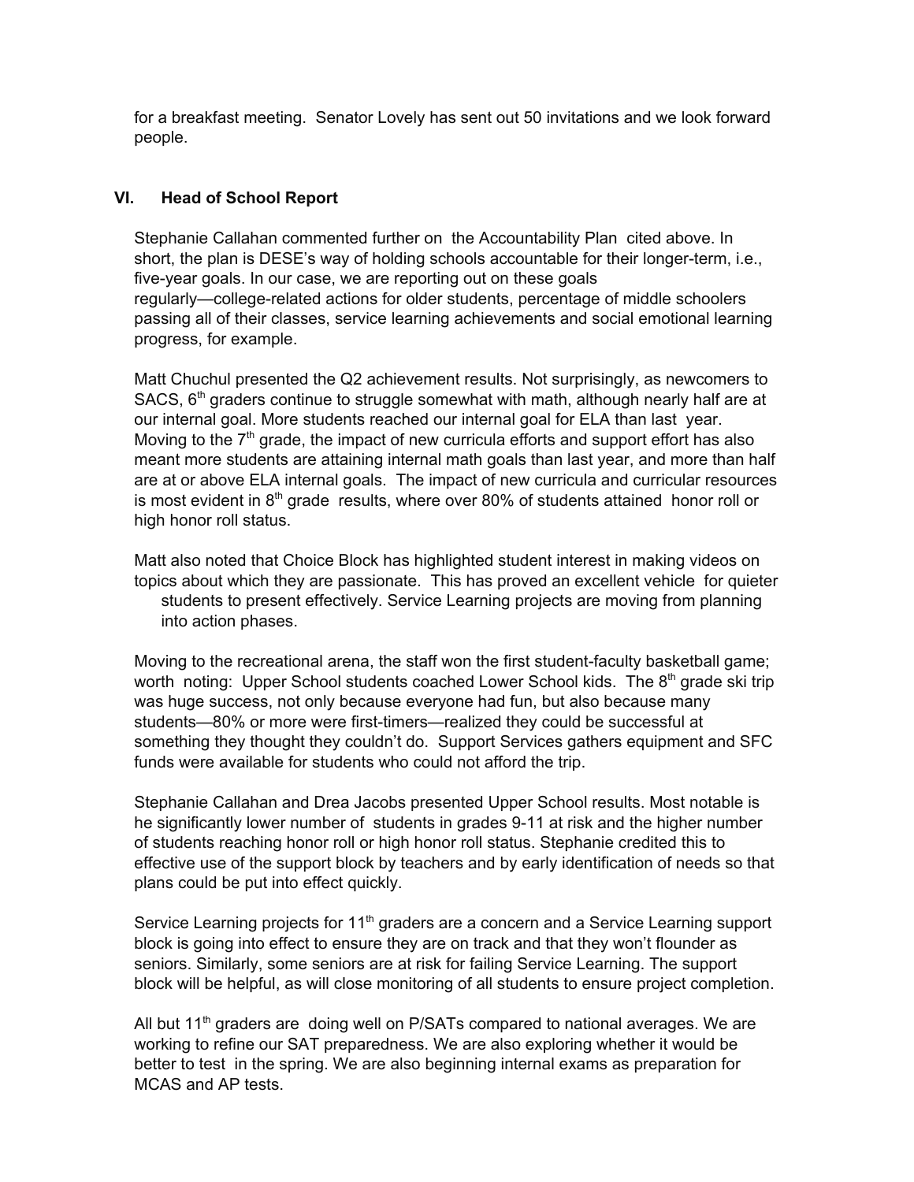for a breakfast meeting. Senator Lovely has sent out 50 invitations and we look forward people.

### VI. Head of School Report

Stephanie Callahan commented further on the Accountability Plan cited above. In short, the plan is DESE's way of holding schools accountable for their longer-term, i.e., five-year goals. In our case, we are reporting out on these goals regularly—college-related actions for older students, percentage of middle schoolers passing all of their classes, service learning achievements and social emotional learning progress, for example.

Matt Chuchul presented the Q2 achievement results. Not surprisingly, as newcomers to SACS, 6th graders continue to struggle somewhat with math, although nearly half are at our internal goal. More students reached our internal goal for ELA than last year. Moving to the 7th grade, the impact of new curricula efforts and support effort has also meant more students are attaining internal math goals than last year, and more than half are at or above ELA internal goals. The impact of new curricula and curricular resources is most evident in 8th grade results, where over 80% of students attained honor roll or high honor roll status.

Matt also noted that Choice Block has highlighted student interest in making videos on topics about which they are passionate. This has proved an excellent vehicle for quieter students to present effectively. Service Learning projects are moving from planning into action phases.

Moving to the recreational arena, the staff won the first student-faculty basketball game; worth noting: Upper School students coached Lower School kids. The 8th grade ski trip was huge success, not only because everyone had fun, but also because many students—80% or more were first-timers—realized they could be successful at something they thought they couldn't do. Support Services gathers equipment and SFC funds were available for students who could not afford the trip.

Stephanie Callahan and Drea Jacobs presented Upper School results. Most notable is he significantly lower number of students in grades 9-11 at risk and the higher number of students reaching honor roll or high honor roll status. Stephanie credited this to effective use of the support block by teachers and by early identification of needs so that plans could be put into effect quickly.

Service Learning projects for 11th graders are a concern and a Service Learning support block is going into effect to ensure they are on track and that they won't flounder as seniors. Similarly, some seniors are at risk for failing Service Learning. The support block will be helpful, as will close monitoring of all students to ensure project completion.

All but 11th graders are doing well on P/SATs compared to national averages. We are working to refine our SAT preparedness. We are also exploring whether it would be better to test in the spring. We are also beginning internal exams as preparation for MCAS and AP tests.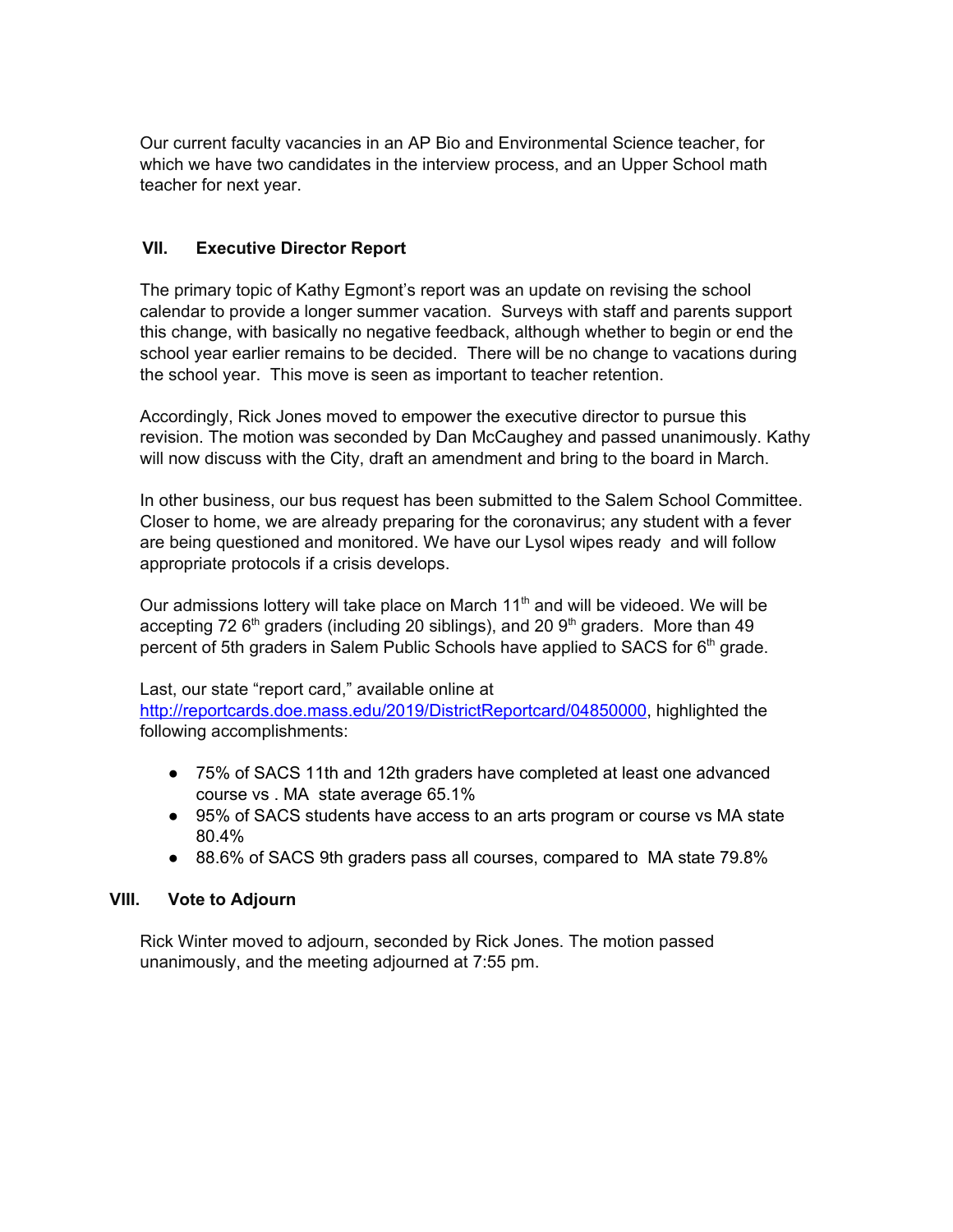Our current faculty vacancies in an AP Bio and Environmental Science teacher, for which we have two candidates in the interview process, and an Upper School math teacher for next year.

## VII. Executive Director Report

The primary topic of Kathy Egmont's report was an update on revising the school calendar to provide a longer summer vacation. Surveys with staff and parents support this change, with basically no negative feedback, although whether to begin or end the school year earlier remains to be decided. There will be no change to vacations during the school year. This move is seen as important to teacher retention.

Accordingly, Rick Jones moved to empower the executive director to pursue this revision. The motion was seconded by Dan McCaughey and passed unanimously. Kathy will now discuss with the City, draft an amendment and bring to the board in March.

In other business, our bus request has been submitted to the Salem School Committee. Closer to home, we are already preparing for the coronavirus; any student with a fever are being questioned and monitored. We have our Lysol wipes ready and will follow appropriate protocols if a crisis develops.

Our admissions lottery will take place on March 11th and will be videoed. We will be accepting 72 6th graders (including 20 siblings), and 20 9th graders. More than 49 percent of 5th graders in Salem Public Schools have applied to SACS for 6th grade.

Last, our state "report card," available online at [http://reportcards.doe.mass.edu/2019/DistrictReportcard/04850000](http://reportcards.doe.mass.edu/2019/DistrictReportcard/04850000), highlighted the following accomplishments:

- 75% of SACS 11th and 12th graders have completed at least one advanced course vs . MA state average 65.1%
- 95% of SACS students have access to an arts program or course vs MA state 80.4%
- 88.6% of SACS 9th graders pass all courses, compared to MA state 79.8%

## VIII. Vote to Adjourn

Rick Winter moved to adjourn, seconded by Rick Jones. The motion passed unanimously, and the meeting adjourned at 7:55 pm.